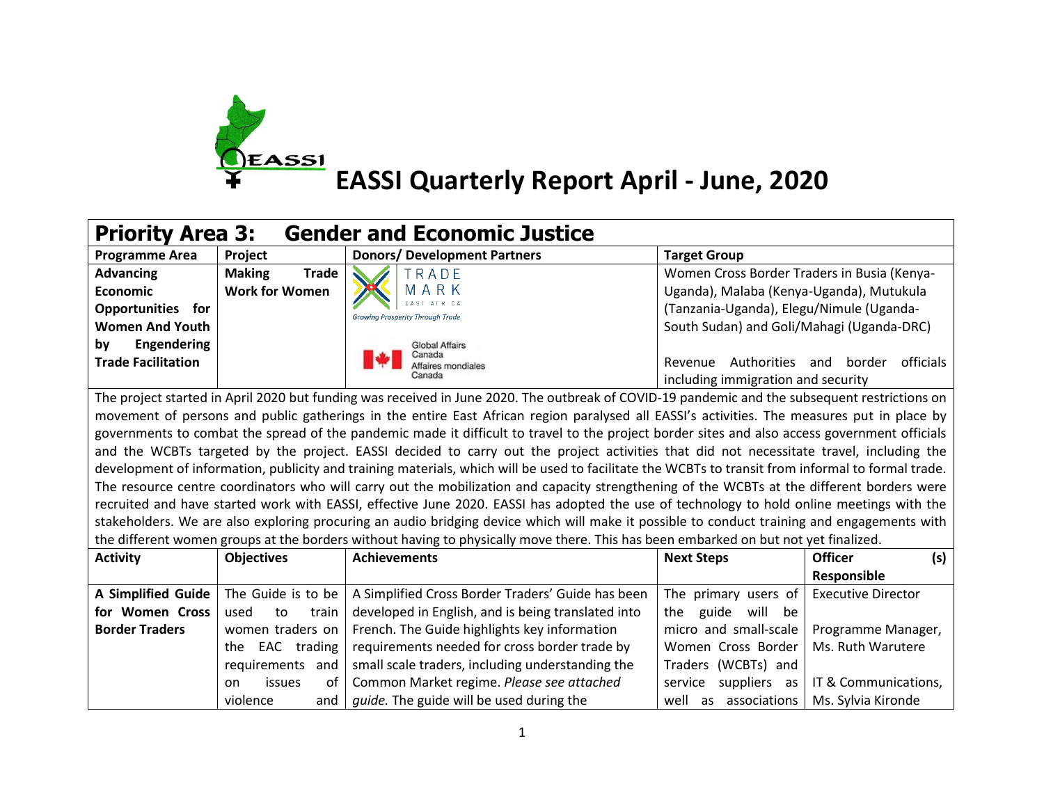# EASSI Quarterly Report April - June, 2020

## Priority Area 3: Gender and Economic Justice

| Programme Area | Project | Donors/ Development Partners | Target Group |
|---|---|---|---|
| **Advancing Economic Opportunities for Women And Youth by Engendering Trade Facilitation** | **Making Trade Work for Women** | TRADE MARK EAST AFRICA Growing Prosperity Through Trade; Global Affairs Canada Affaires mondiales Canada | Women Cross Border Traders in Busia (Kenya-Uganda), Malaba (Kenya-Uganda), Mutukula (Tanzania-Uganda), Elegu/Nimule (Uganda-South Sudan) and Goli/Mahagi (Uganda-DRC)<br><br>Revenue Authorities and border officials including immigration and security |

The project started in April 2020 but funding was received in June 2020. The outbreak of COVID-19 pandemic and the subsequent restrictions on movement of persons and public gatherings in the entire East African region paralysed all EASSI's activities. The measures put in place by governments to combat the spread of the pandemic made it difficult to travel to the project border sites and also access government officials and the WCBTs targeted by the project. EASSI decided to carry out the project activities that did not necessitate travel, including the development of information, publicity and training materials, which will be used to facilitate the WCBTs to transit from informal to formal trade. The resource centre coordinators who will carry out the mobilization and capacity strengthening of the WCBTs at the different borders were recruited and have started work with EASSI, effective June 2020. EASSI has adopted the use of technology to hold online meetings with the stakeholders. We are also exploring procuring an audio bridging device which will make it possible to conduct training and engagements with the different women groups at the borders without having to physically move there. This has been embarked on but not yet finalized.

| Activity | Objectives | Achievements | Next Steps | Officer (s) Responsible |
|---|---|---|---|---|
| **A Simplified Guide for Women Cross Border Traders** | The Guide is to be used to train women traders on the EAC trading requirements and on issues of violence and | A Simplified Cross Border Traders' Guide has been developed in English, and is being translated into French. The Guide highlights key information requirements needed for cross border trade by small scale traders, including understanding the Common Market regime. *Please see attached guide.* The guide will be used during the | The primary users of the guide will be micro and small-scale Women Cross Border Traders (WCBTs) and service suppliers as well as associations | Executive Director<br><br>Programme Manager, Ms. Ruth Warutere<br><br>IT & Communications, Ms. Sylvia Kironde |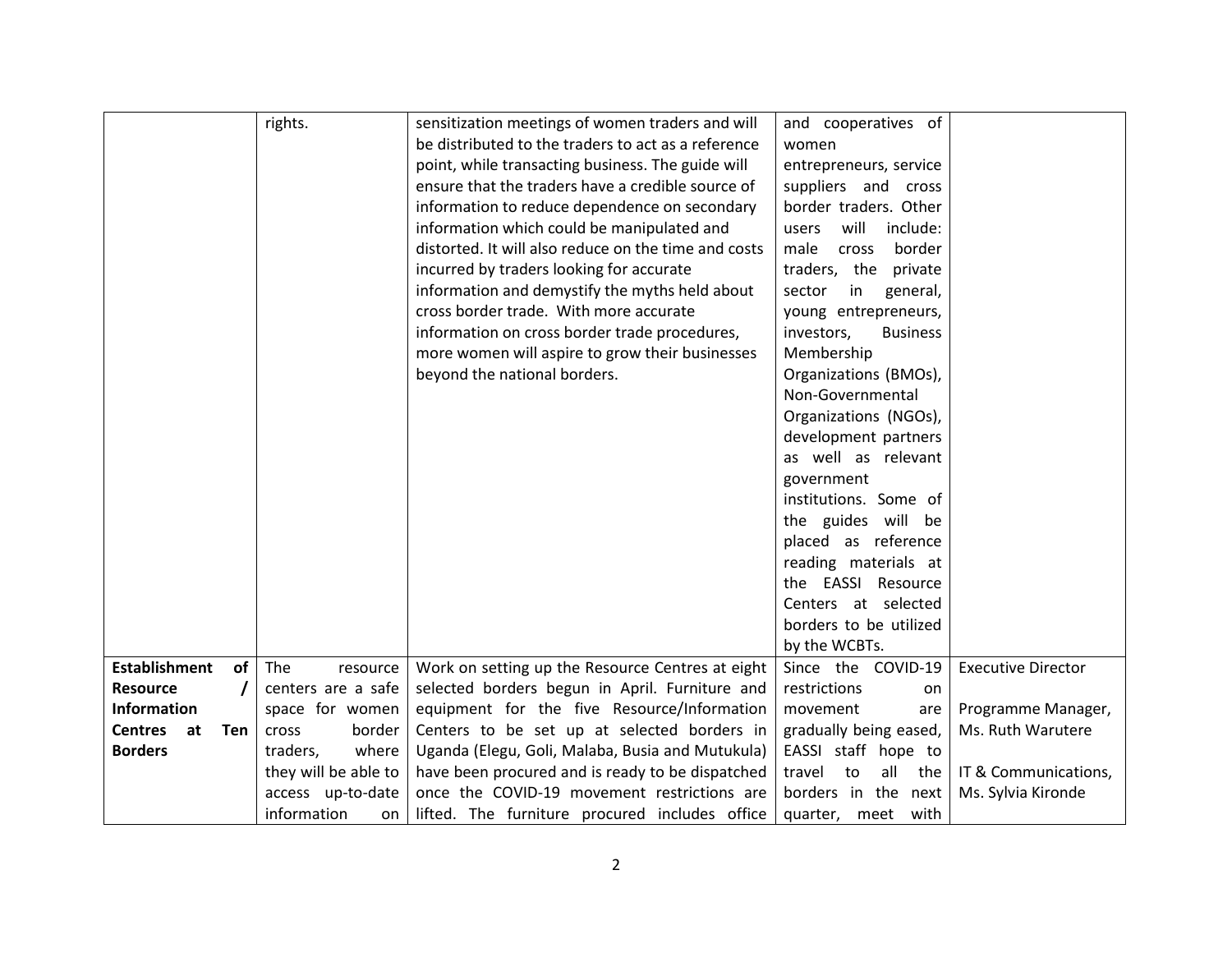| | | | | |
|---|---|---|---|---|
| | rights. | sensitization meetings of women traders and will be distributed to the traders to act as a reference point, while transacting business. The guide will ensure that the traders have a credible source of information to reduce dependence on secondary information which could be manipulated and distorted. It will also reduce on the time and costs incurred by traders looking for accurate information and demystify the myths held about cross border trade. With more accurate information on cross border trade procedures, more women will aspire to grow their businesses beyond the national borders. | and cooperatives of women entrepreneurs, service suppliers and cross border traders. Other users will include: male cross border traders, the private sector in general, young entrepreneurs, investors, Business Membership Organizations (BMOs), Non-Governmental Organizations (NGOs), development partners as well as relevant government institutions. Some of the guides will be placed as reference reading materials at the EASSI Resource Centers at selected borders to be utilized by the WCBTs. | |
| **Establishment of Resource / Information Centres at Ten Borders** | The resource centers are a safe space for women cross border traders, where they will be able to access up-to-date information on | Work on setting up the Resource Centres at eight selected borders begun in April. Furniture and equipment for the five Resource/Information Centers to be set up at selected borders in Uganda (Elegu, Goli, Malaba, Busia and Mutukula) have been procured and is ready to be dispatched once the COVID-19 movement restrictions are lifted. The furniture procured includes office | Since the COVID-19 restrictions on movement are gradually being eased, EASSI staff hope to travel to all the borders in the next quarter, meet with | Executive Director<br><br>Programme Manager, Ms. Ruth Warutere<br><br>IT & Communications, Ms. Sylvia Kironde |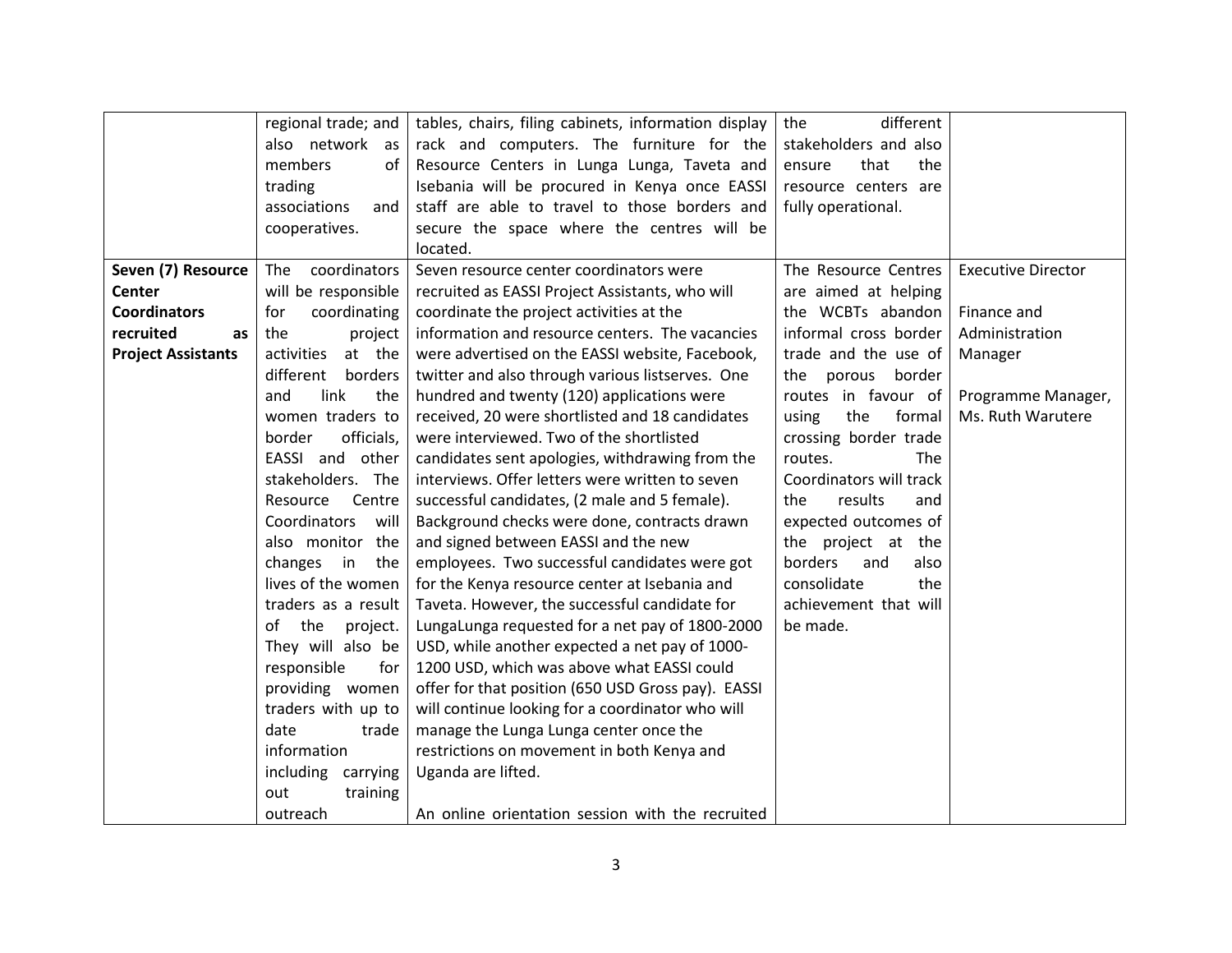| | | | | |
|---|---|---|---|---|
| | regional trade; and also network as members of trading associations and cooperatives. | tables, chairs, filing cabinets, information display rack and computers. The furniture for the Resource Centers in Lunga Lunga, Taveta and Isebania will be procured in Kenya once EASSI staff are able to travel to those borders and secure the space where the centres will be located. | the different stakeholders and also ensure that the resource centers are fully operational. | |
| **Seven (7) Resource Center Coordinators recruited as Project Assistants** | The coordinators will be responsible for coordinating the project activities at the different borders and link the women traders to border officials, EASSI and other stakeholders. The Resource Centre Coordinators will also monitor the changes in the lives of the women traders as a result of the project. They will also be responsible for providing women traders with up to date trade information including carrying out training outreach | Seven resource center coordinators were recruited as EASSI Project Assistants, who will coordinate the project activities at the information and resource centers. The vacancies were advertised on the EASSI website, Facebook, twitter and also through various listserves. One hundred and twenty (120) applications were received, 20 were shortlisted and 18 candidates were interviewed. Two of the shortlisted candidates sent apologies, withdrawing from the interviews. Offer letters were written to seven successful candidates, (2 male and 5 female). Background checks were done, contracts drawn and signed between EASSI and the new employees. Two successful candidates were got for the Kenya resource center at Isebania and Taveta. However, the successful candidate for LungaLunga requested for a net pay of 1800-2000 USD, while another expected a net pay of 1000-1200 USD, which was above what EASSI could offer for that position (650 USD Gross pay). EASSI will continue looking for a coordinator who will manage the Lunga Lunga center once the restrictions on movement in both Kenya and Uganda are lifted.<br><br>An online orientation session with the recruited | The Resource Centres are aimed at helping the WCBTs abandon informal cross border trade and the use of the porous border routes in favour of using the formal crossing border trade routes. The Coordinators will track the results and expected outcomes of the project at the borders and also consolidate the achievement that will be made. | Executive Director<br><br>Finance and Administration Manager<br><br>Programme Manager, Ms. Ruth Warutere |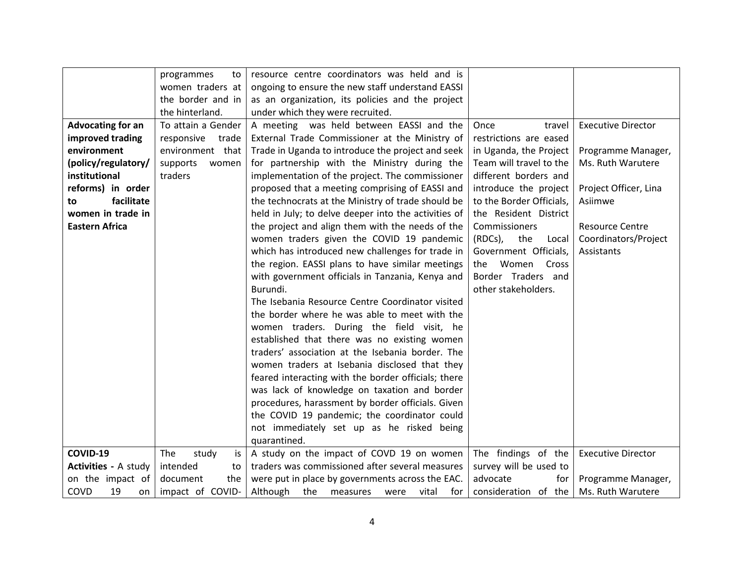| | | | | |
|---|---|---|---|---|
| | programmes to women traders at the border and in the hinterland. | resource centre coordinators was held and is ongoing to ensure the new staff understand EASSI as an organization, its policies and the project under which they were recruited. | | |
| **Advocating for an improved trading environment (policy/regulatory/ institutional reforms) in order to facilitate women in trade in Eastern Africa** | To attain a Gender responsive trade environment that supports women traders | A meeting was held between EASSI and the External Trade Commissioner at the Ministry of Trade in Uganda to introduce the project and seek for partnership with the Ministry during the implementation of the project. The commissioner proposed that a meeting comprising of EASSI and the technocrats at the Ministry of trade should be held in July; to delve deeper into the activities of the project and align them with the needs of the women traders given the COVID 19 pandemic which has introduced new challenges for trade in the region. EASSI plans to have similar meetings with government officials in Tanzania, Kenya and Burundi.<br>The Isebania Resource Centre Coordinator visited the border where he was able to meet with the women traders. During the field visit, he established that there was no existing women traders' association at the Isebania border. The women traders at Isebania disclosed that they feared interacting with the border officials; there was lack of knowledge on taxation and border procedures, harassment by border officials. Given the COVID 19 pandemic; the coordinator could not immediately set up as he risked being quarantined. | Once travel restrictions are eased in Uganda, the Project Team will travel to the different borders and introduce the project to the Border Officials, the Resident District Commissioners (RDCs), the Local Government Officials, the Women Cross Border Traders and other stakeholders. | Executive Director<br><br>Programme Manager, Ms. Ruth Warutere<br><br>Project Officer, Lina Asiimwe<br><br>Resource Centre Coordinators/Project Assistants |
| **COVID-19 Activities -** A study on the impact of COVD 19 on | The study is intended to document the impact of COVID- | A study on the impact of COVD 19 on women traders was commissioned after several measures were put in place by governments across the EAC. Although the measures were vital for | The findings of the survey will be used to advocate for consideration of the | Executive Director<br><br>Programme Manager, Ms. Ruth Warutere |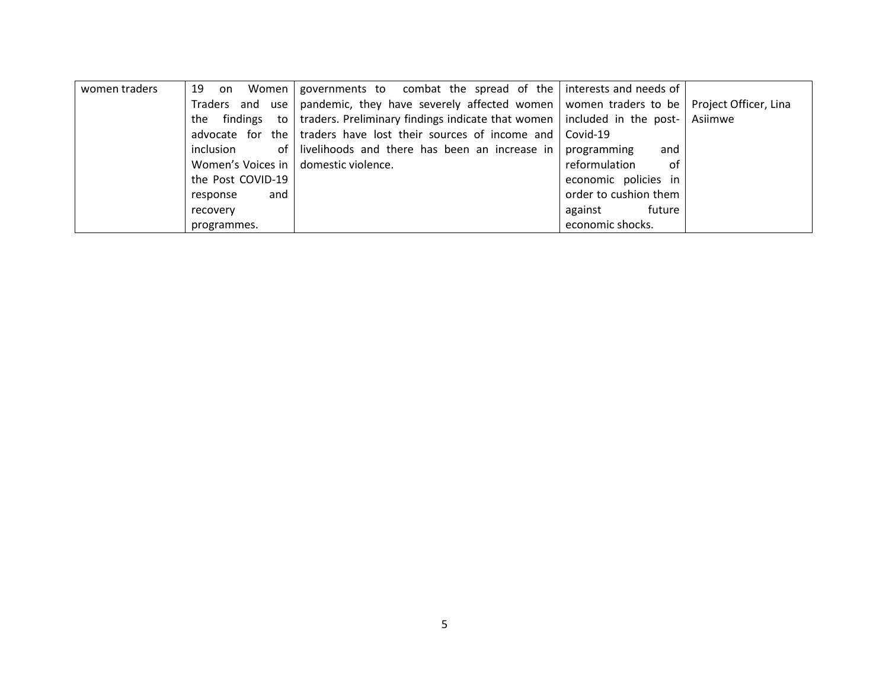| | | | | |
|---|---|---|---|---|
| women traders | 19 on Women Traders and use the findings to advocate for the inclusion of Women's Voices in the Post COVID-19 response and recovery programmes. | governments to combat the spread of the pandemic, they have severely affected women traders. Preliminary findings indicate that women traders have lost their sources of income and livelihoods and there has been an increase in domestic violence. | interests and needs of women traders to be included in the post-Covid-19 programming and reformulation of economic policies in order to cushion them against future economic shocks. | Project Officer, Lina Asiimwe |